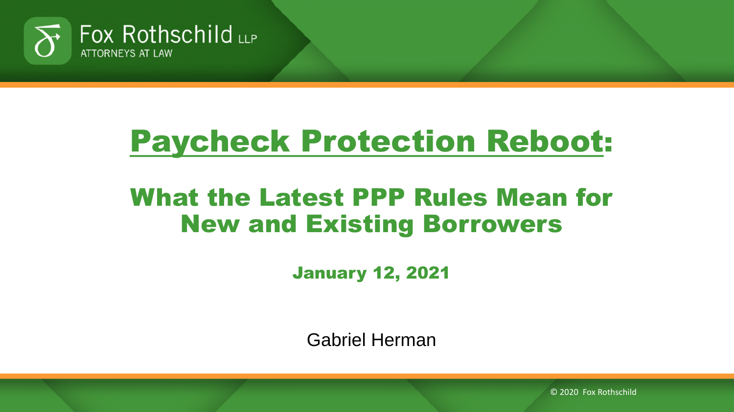Fox Rothschild LLP
ATTORNEYS AT LAW

# Paycheck Protection Reboot:

## What the Latest PPP Rules Mean for New and Existing Borrowers

**January 12, 2021**

Gabriel Herman

© 2020 Fox Rothschild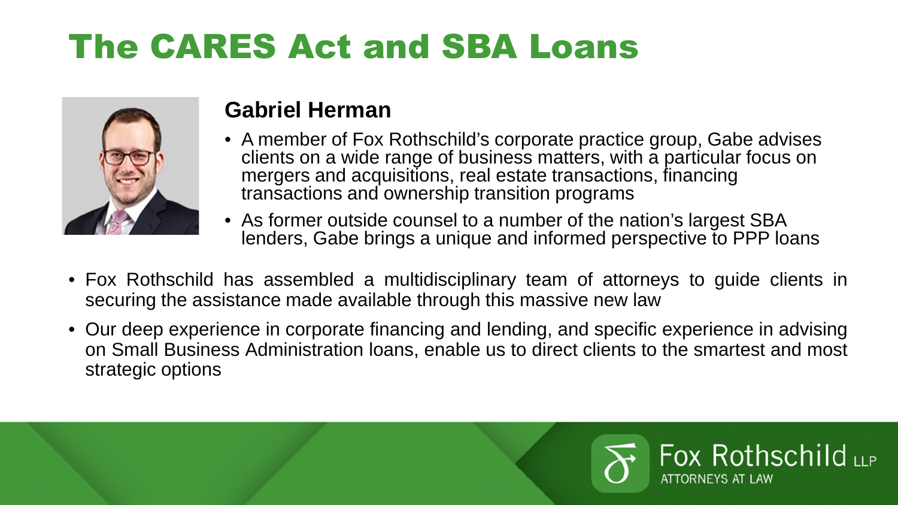# The CARES Act and SBA Loans

### Gabriel Herman

- A member of Fox Rothschild's corporate practice group, Gabe advises clients on a wide range of business matters, with a particular focus on mergers and acquisitions, real estate transactions, financing transactions and ownership transition programs
- As former outside counsel to a number of the nation's largest SBA lenders, Gabe brings a unique and informed perspective to PPP loans

- Fox Rothschild has assembled a multidisciplinary team of attorneys to guide clients in securing the assistance made available through this massive new law
- Our deep experience in corporate financing and lending, and specific experience in advising on Small Business Administration loans, enable us to direct clients to the smartest and most strategic options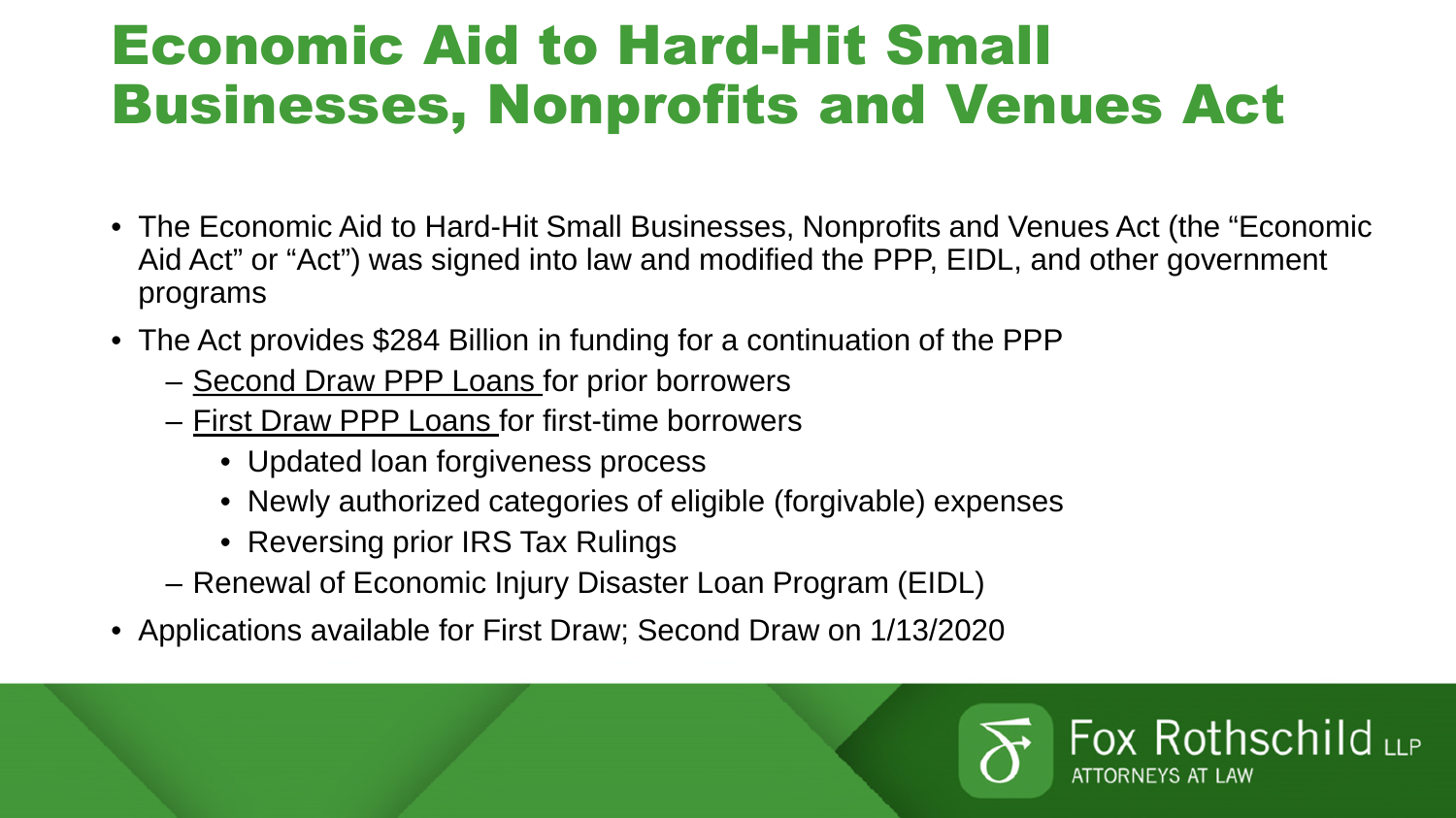# Economic Aid to Hard-Hit Small Businesses, Nonprofits and Venues Act

- The Economic Aid to Hard-Hit Small Businesses, Nonprofits and Venues Act (the "Economic Aid Act" or "Act") was signed into law and modified the PPP, EIDL, and other government programs
- The Act provides $284 Billion in funding for a continuation of the PPP
  - Second Draw PPP Loans for prior borrowers
  - First Draw PPP Loans for first-time borrowers
    - Updated loan forgiveness process
    - Newly authorized categories of eligible (forgivable) expenses
    - Reversing prior IRS Tax Rulings
  - Renewal of Economic Injury Disaster Loan Program (EIDL)
- Applications available for First Draw; Second Draw on 1/13/2020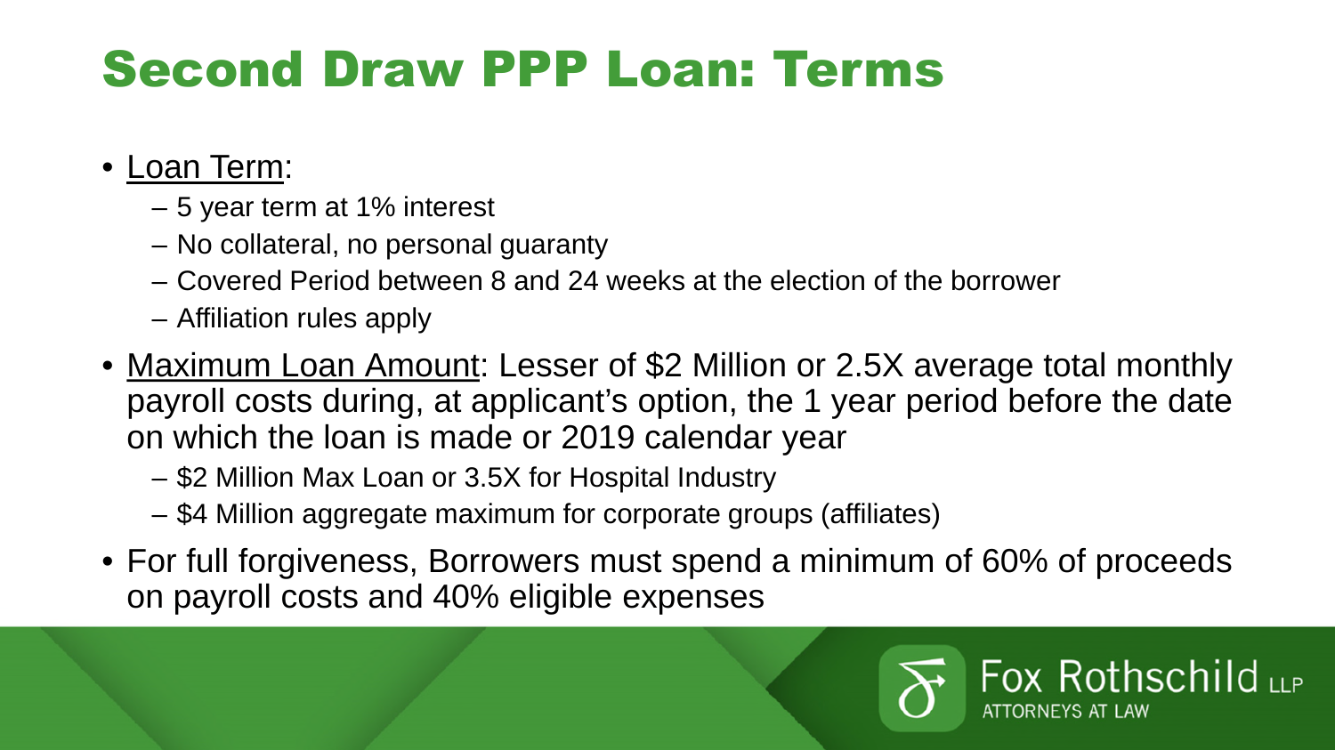# Second Draw PPP Loan: Terms

- Loan Term:
  - 5 year term at 1% interest
  - No collateral, no personal guaranty
  - Covered Period between 8 and 24 weeks at the election of the borrower
  - Affiliation rules apply
- Maximum Loan Amount: Lesser of $2 Million or 2.5X average total monthly payroll costs during, at applicant's option, the 1 year period before the date on which the loan is made or 2019 calendar year
  - $2 Million Max Loan or 3.5X for Hospital Industry
  - $4 Million aggregate maximum for corporate groups (affiliates)
- For full forgiveness, Borrowers must spend a minimum of 60% of proceeds on payroll costs and 40% eligible expenses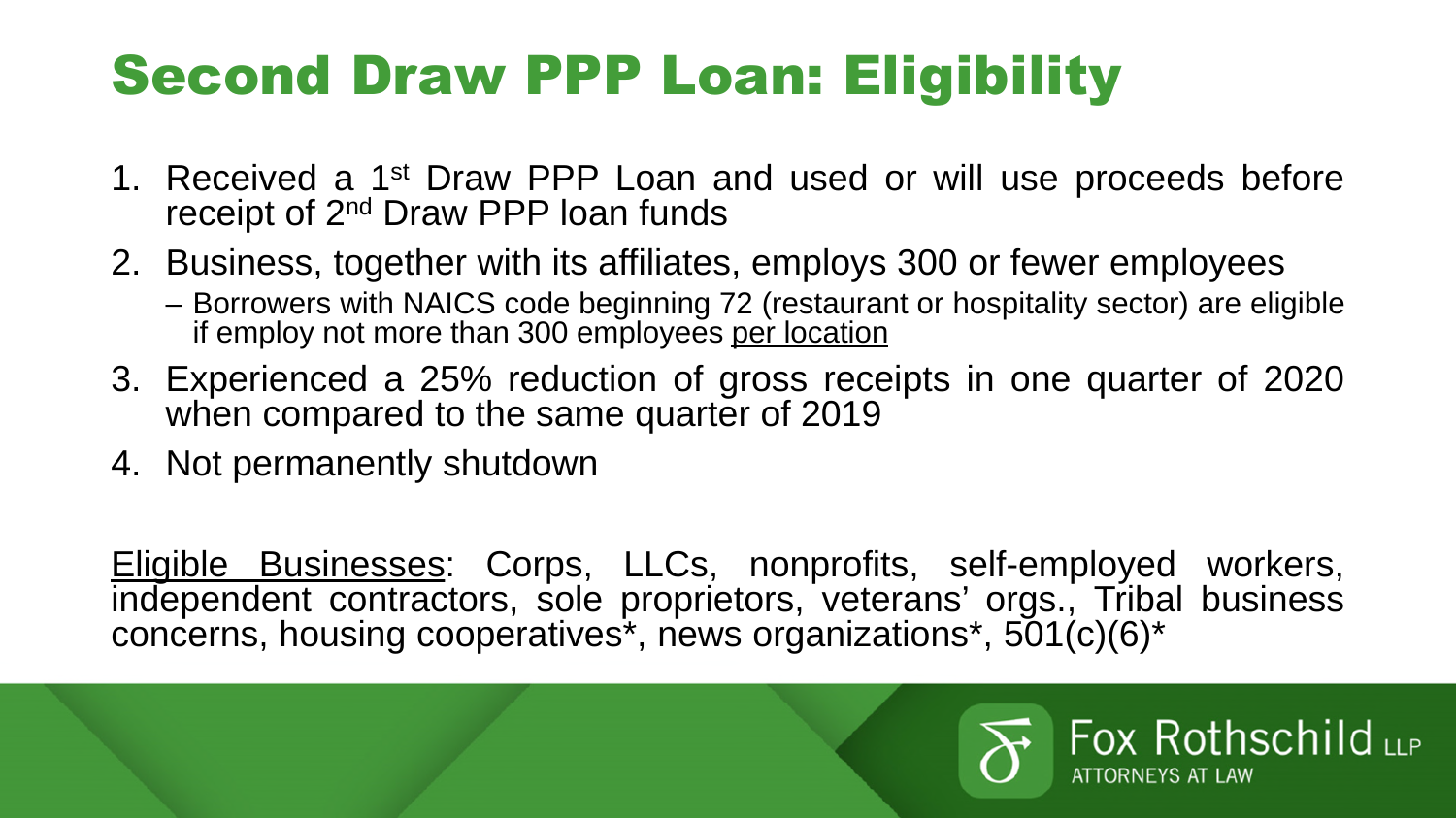# Second Draw PPP Loan: Eligibility

1. Received a 1st Draw PPP Loan and used or will use proceeds before receipt of 2nd Draw PPP loan funds
2. Business, together with its affiliates, employs 300 or fewer employees
   - Borrowers with NAICS code beginning 72 (restaurant or hospitality sector) are eligible if employ not more than 300 employees <u>per location</u>
3. Experienced a 25% reduction of gross receipts in one quarter of 2020 when compared to the same quarter of 2019
4. Not permanently shutdown

<u>Eligible Businesses</u>: Corps, LLCs, nonprofits, self-employed workers, independent contractors, sole proprietors, veterans' orgs., Tribal business concerns, housing cooperatives*, news organizations*, 501(c)(6)*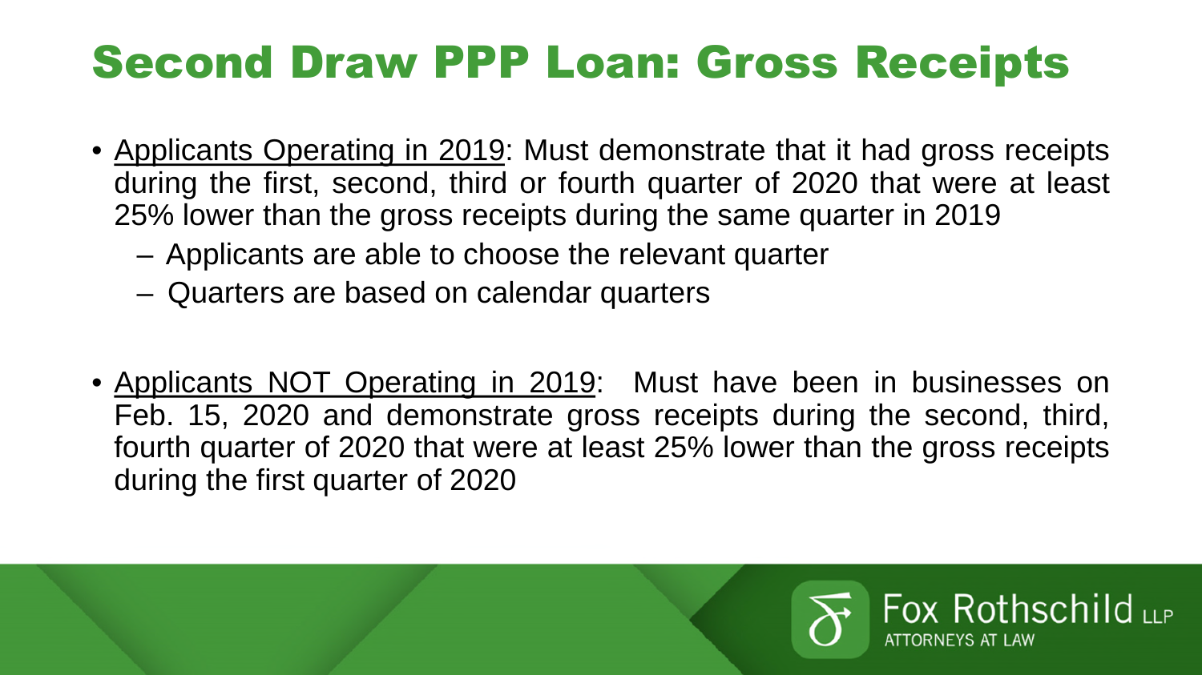# Second Draw PPP Loan: Gross Receipts

- Applicants Operating in 2019: Must demonstrate that it had gross receipts during the first, second, third or fourth quarter of 2020 that were at least 25% lower than the gross receipts during the same quarter in 2019
  - Applicants are able to choose the relevant quarter
  - Quarters are based on calendar quarters

- Applicants NOT Operating in 2019: Must have been in businesses on Feb. 15, 2020 and demonstrate gross receipts during the second, third, fourth quarter of 2020 that were at least 25% lower than the gross receipts during the first quarter of 2020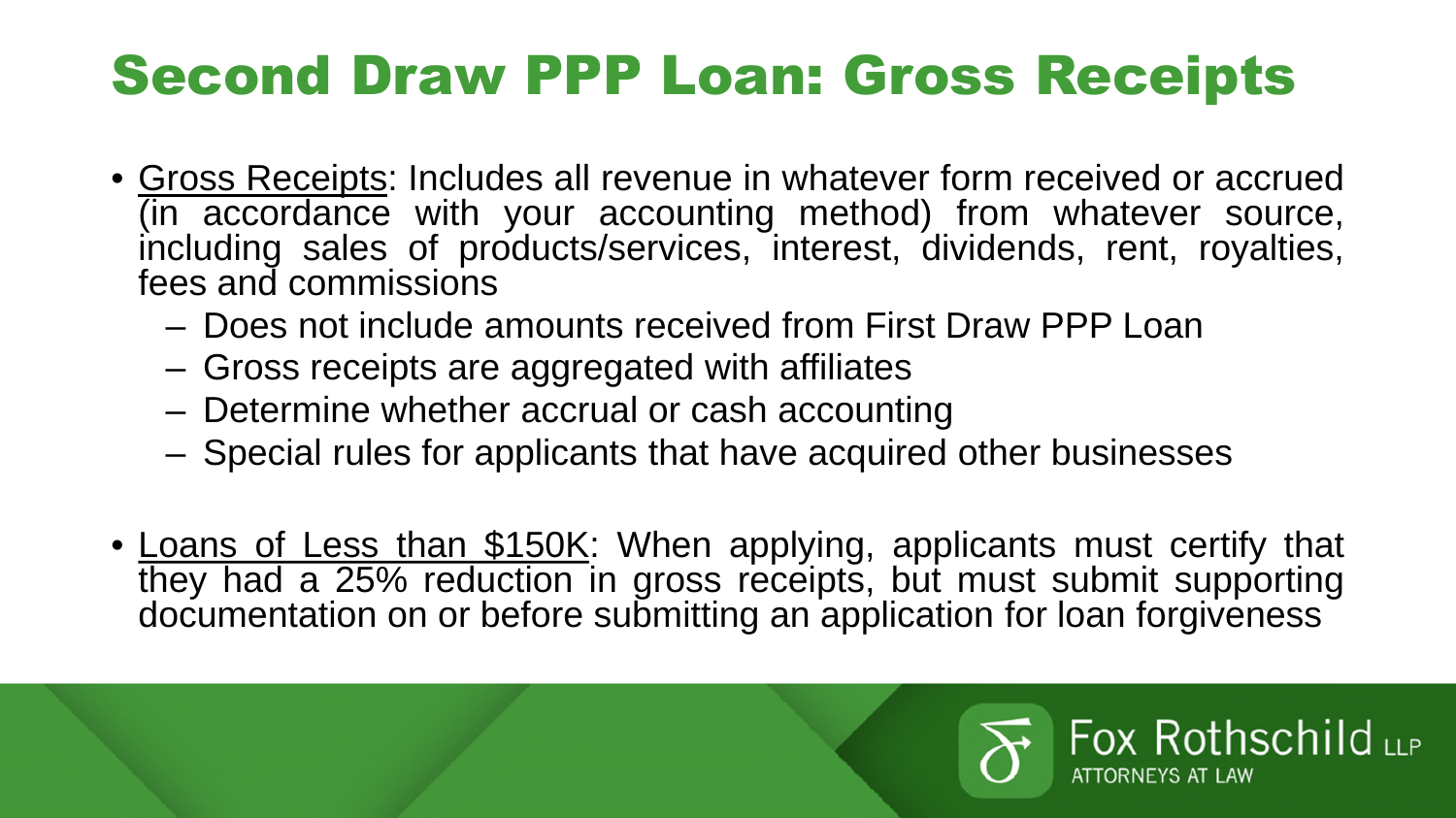# Second Draw PPP Loan: Gross Receipts

- Gross Receipts: Includes all revenue in whatever form received or accrued (in accordance with your accounting method) from whatever source, including sales of products/services, interest, dividends, rent, royalties, fees and commissions
  - Does not include amounts received from First Draw PPP Loan
  - Gross receipts are aggregated with affiliates
  - Determine whether accrual or cash accounting
  - Special rules for applicants that have acquired other businesses

- Loans of Less than $150K: When applying, applicants must certify that they had a 25% reduction in gross receipts, but must submit supporting documentation on or before submitting an application for loan forgiveness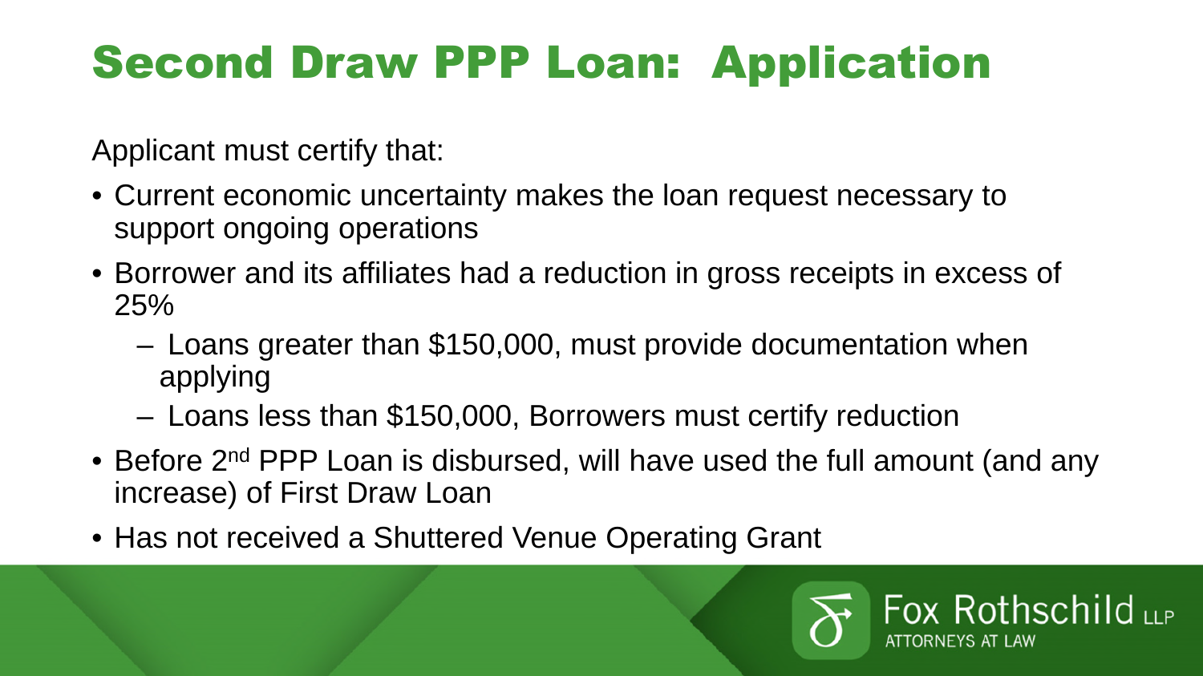# Second Draw PPP Loan: Application

Applicant must certify that:

- Current economic uncertainty makes the loan request necessary to support ongoing operations
- Borrower and its affiliates had a reduction in gross receipts in excess of 25%
  - Loans greater than $150,000, must provide documentation when applying
  - Loans less than $150,000, Borrowers must certify reduction
- Before 2nd PPP Loan is disbursed, will have used the full amount (and any increase) of First Draw Loan
- Has not received a Shuttered Venue Operating Grant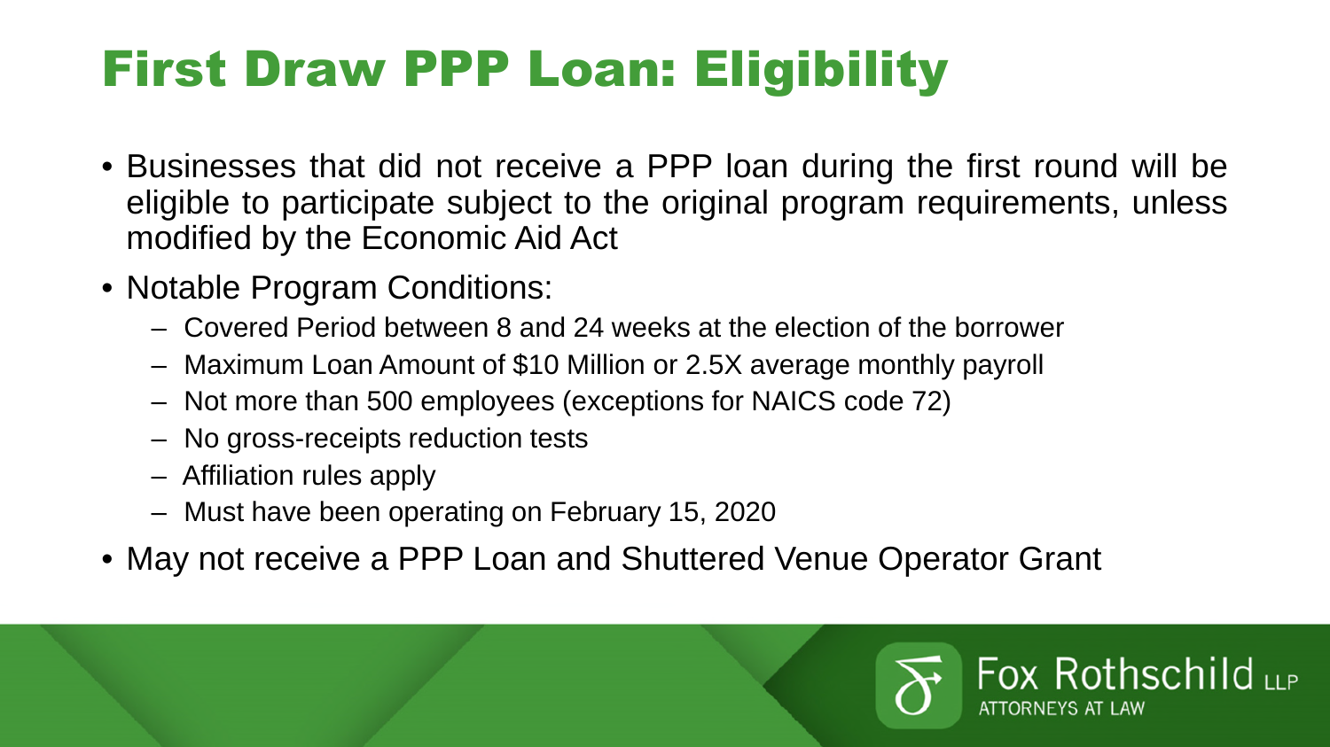# First Draw PPP Loan: Eligibility

- Businesses that did not receive a PPP loan during the first round will be eligible to participate subject to the original program requirements, unless modified by the Economic Aid Act
- Notable Program Conditions:
  - Covered Period between 8 and 24 weeks at the election of the borrower
  - Maximum Loan Amount of $10 Million or 2.5X average monthly payroll
  - Not more than 500 employees (exceptions for NAICS code 72)
  - No gross-receipts reduction tests
  - Affiliation rules apply
  - Must have been operating on February 15, 2020
- May not receive a PPP Loan and Shuttered Venue Operator Grant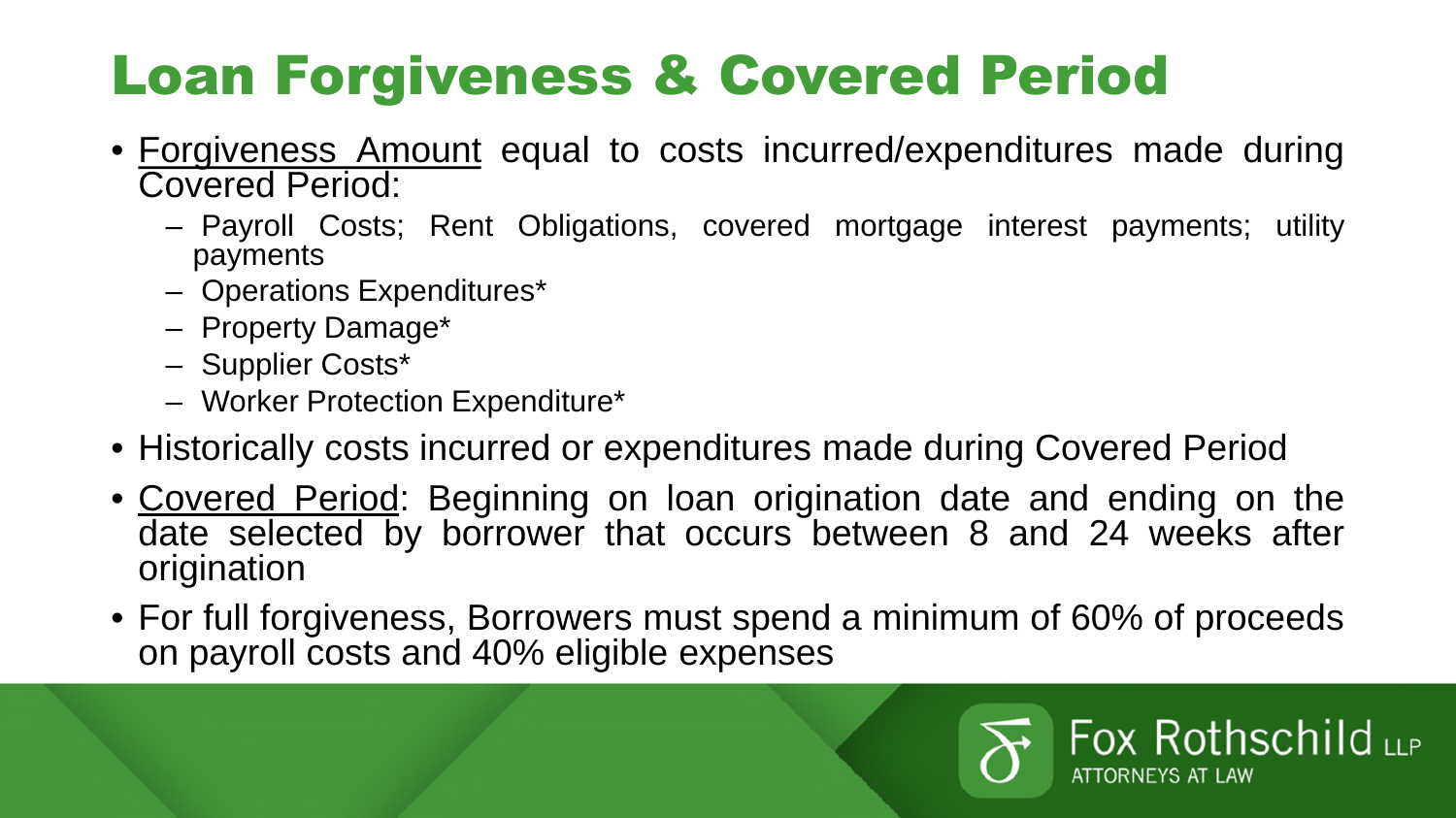# Loan Forgiveness & Covered Period

- Forgiveness Amount equal to costs incurred/expenditures made during Covered Period:
  - Payroll Costs; Rent Obligations, covered mortgage interest payments; utility payments
  - Operations Expenditures*
  - Property Damage*
  - Supplier Costs*
  - Worker Protection Expenditure*
- Historically costs incurred or expenditures made during Covered Period
- Covered Period: Beginning on loan origination date and ending on the date selected by borrower that occurs between 8 and 24 weeks after origination
- For full forgiveness, Borrowers must spend a minimum of 60% of proceeds on payroll costs and 40% eligible expenses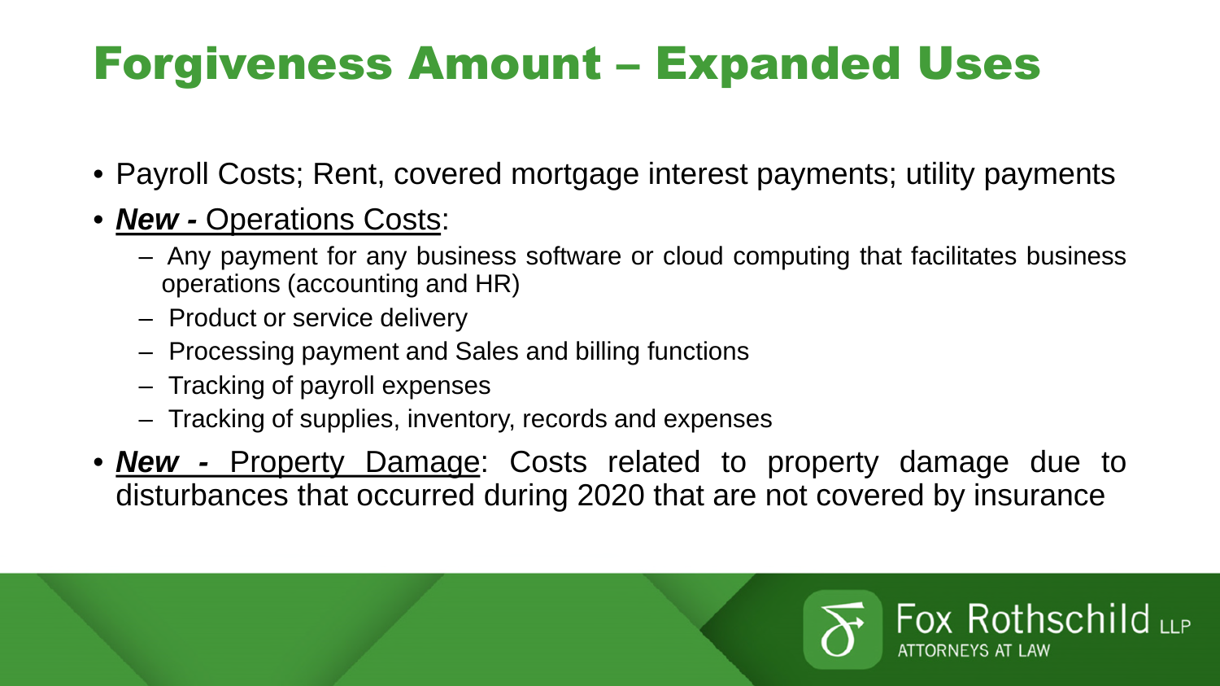# Forgiveness Amount – Expanded Uses

- Payroll Costs; Rent, covered mortgage interest payments; utility payments
- ***New -*** Operations Costs:
  - Any payment for any business software or cloud computing that facilitates business operations (accounting and HR)
  - Product or service delivery
  - Processing payment and Sales and billing functions
  - Tracking of payroll expenses
  - Tracking of supplies, inventory, records and expenses
- ***New -*** Property Damage: Costs related to property damage due to disturbances that occurred during 2020 that are not covered by insurance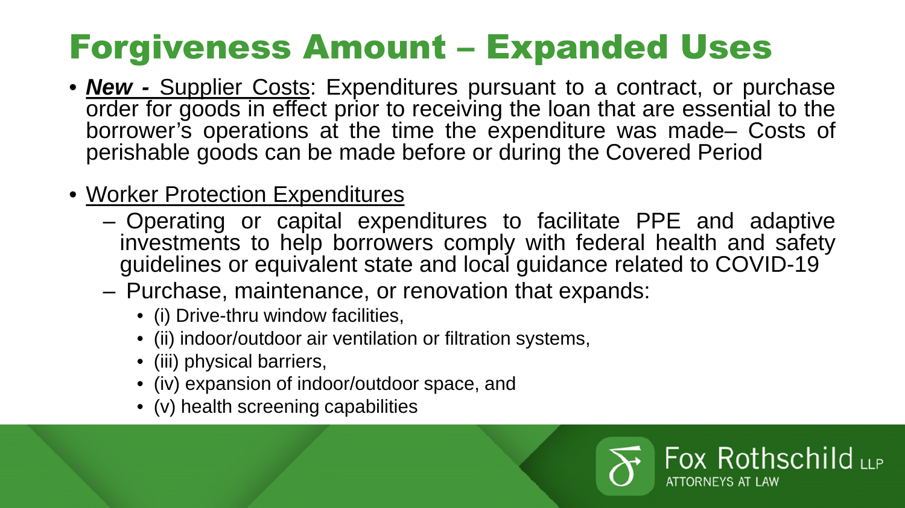# Forgiveness Amount – Expanded Uses

- ***New -*** Supplier Costs: Expenditures pursuant to a contract, or purchase order for goods in effect prior to receiving the loan that are essential to the borrower's operations at the time the expenditure was made– Costs of perishable goods can be made before or during the Covered Period

- Worker Protection Expenditures
  - Operating or capital expenditures to facilitate PPE and adaptive investments to help borrowers comply with federal health and safety guidelines or equivalent state and local guidance related to COVID-19
  - Purchase, maintenance, or renovation that expands:
    - (i) Drive-thru window facilities,
    - (ii) indoor/outdoor air ventilation or filtration systems,
    - (iii) physical barriers,
    - (iv) expansion of indoor/outdoor space, and
    - (v) health screening capabilities

Fox Rothschild LLP
ATTORNEYS AT LAW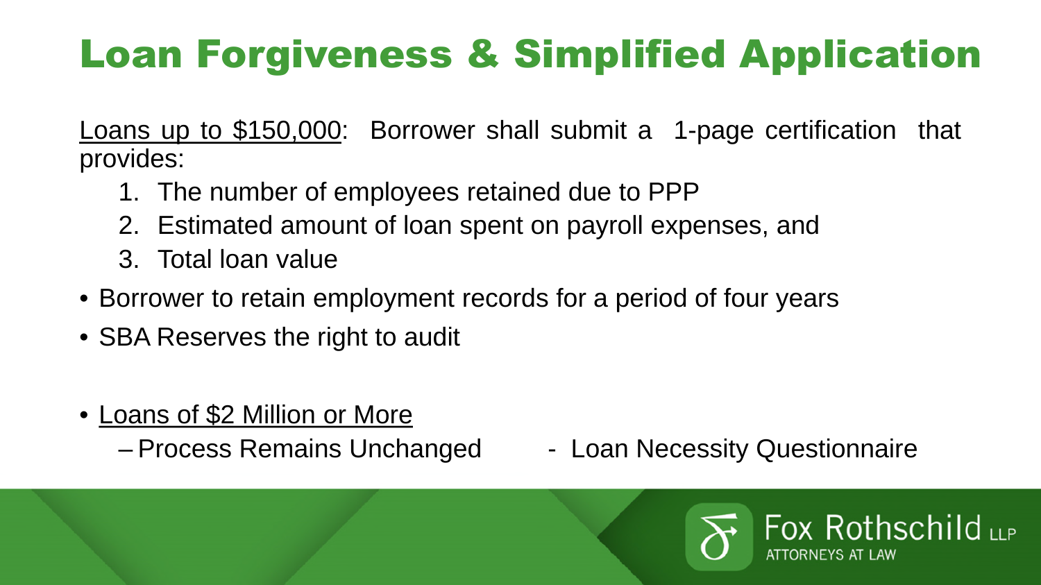# Loan Forgiveness & Simplified Application

Loans up to $150,000: Borrower shall submit a 1-page certification that provides:

1. The number of employees retained due to PPP
2. Estimated amount of loan spent on payroll expenses, and
3. Total loan value

- Borrower to retain employment records for a period of four years
- SBA Reserves the right to audit

- Loans of $2 Million or More
  - Process Remains Unchanged
  - Loan Necessity Questionnaire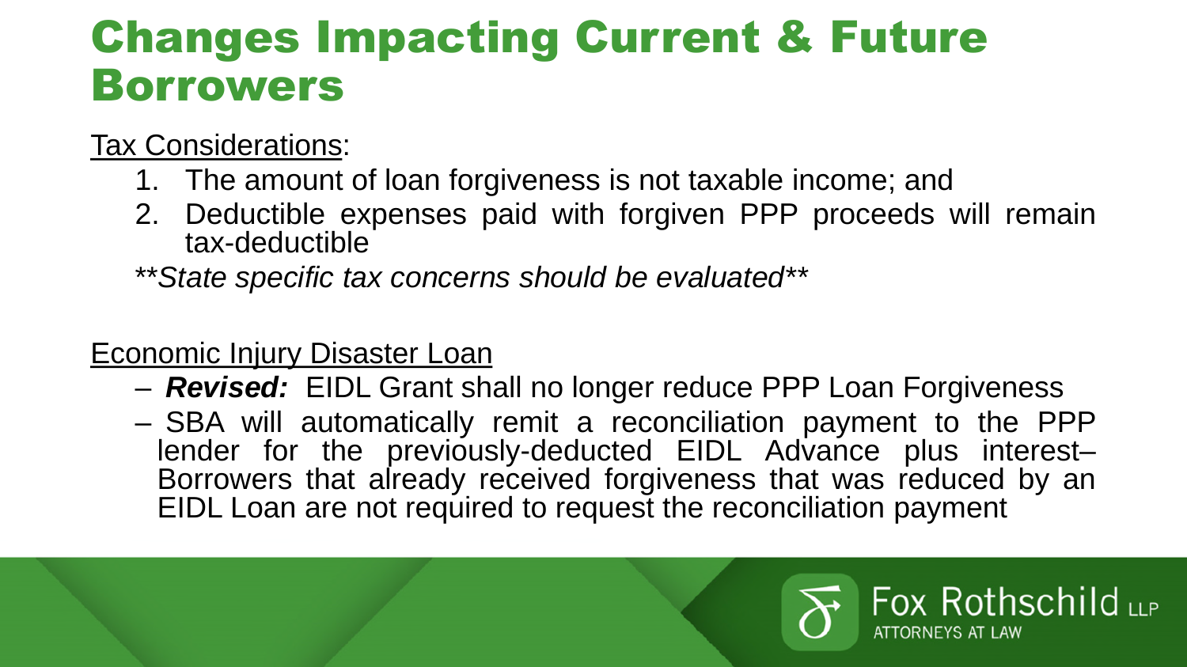# Changes Impacting Current & Future Borrowers

Tax Considerations:

1. The amount of loan forgiveness is not taxable income; and
2. Deductible expenses paid with forgiven PPP proceeds will remain tax-deductible

***State specific tax concerns should be evaluated***

Economic Injury Disaster Loan

- ***Revised:*** EIDL Grant shall no longer reduce PPP Loan Forgiveness
- SBA will automatically remit a reconciliation payment to the PPP lender for the previously-deducted EIDL Advance plus interest– Borrowers that already received forgiveness that was reduced by an EIDL Loan are not required to request the reconciliation payment

Fox Rothschild LLP
ATTORNEYS AT LAW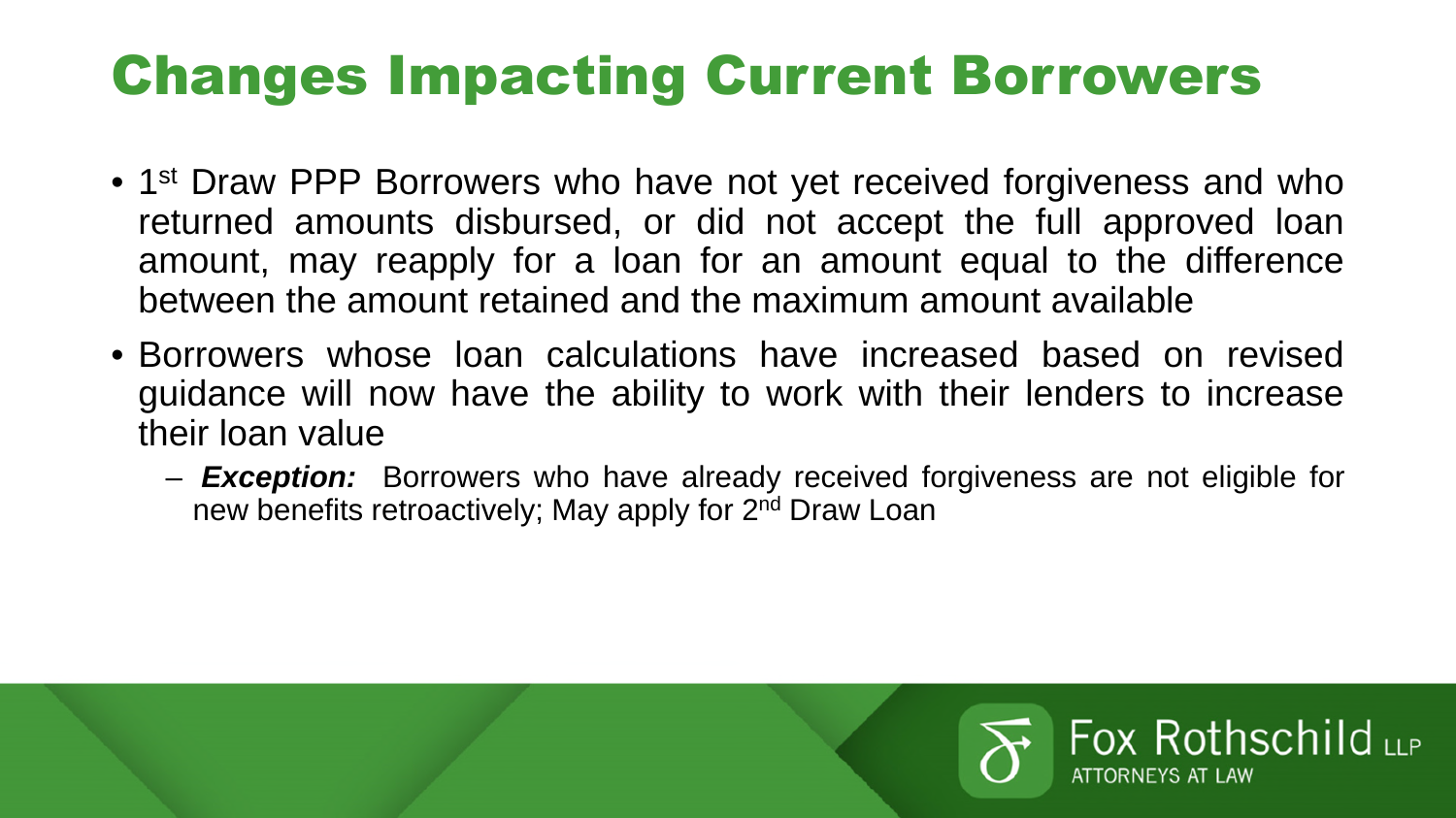# Changes Impacting Current Borrowers

- 1st Draw PPP Borrowers who have not yet received forgiveness and who returned amounts disbursed, or did not accept the full approved loan amount, may reapply for a loan for an amount equal to the difference between the amount retained and the maximum amount available
- Borrowers whose loan calculations have increased based on revised guidance will now have the ability to work with their lenders to increase their loan value
  - ***Exception:*** Borrowers who have already received forgiveness are not eligible for new benefits retroactively; May apply for 2nd Draw Loan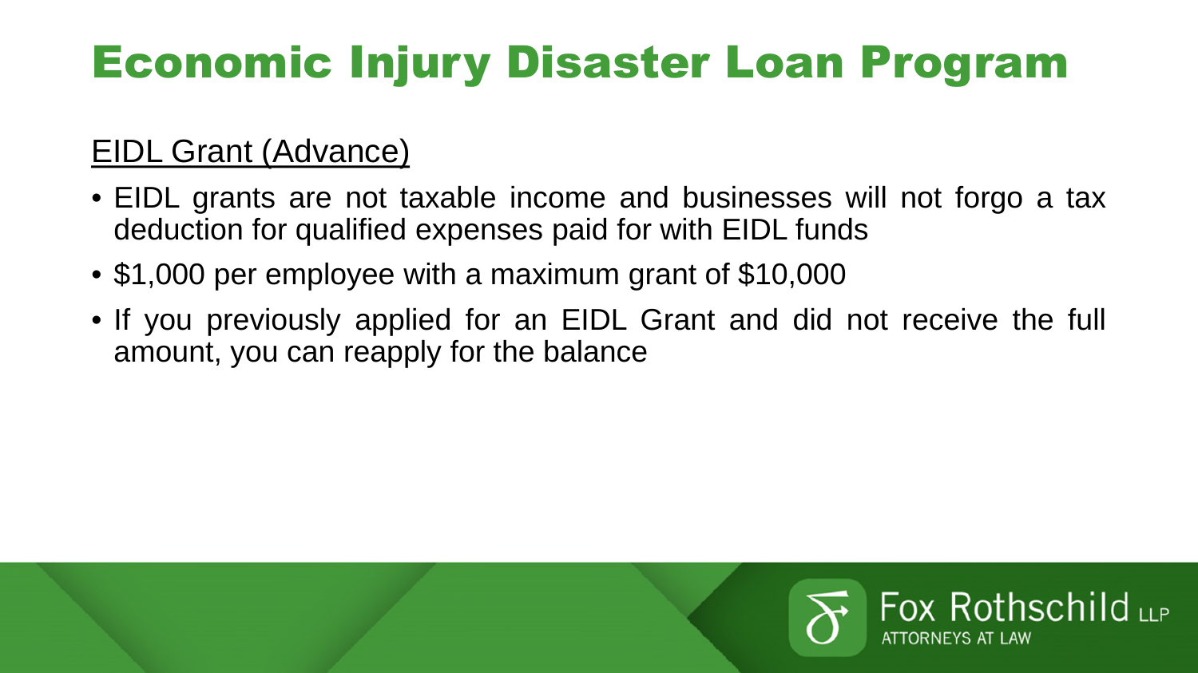# Economic Injury Disaster Loan Program

<u>EIDL Grant (Advance)</u>

- EIDL grants are not taxable income and businesses will not forgo a tax deduction for qualified expenses paid for with EIDL funds
- $1,000 per employee with a maximum grant of $10,000
- If you previously applied for an EIDL Grant and did not receive the full amount, you can reapply for the balance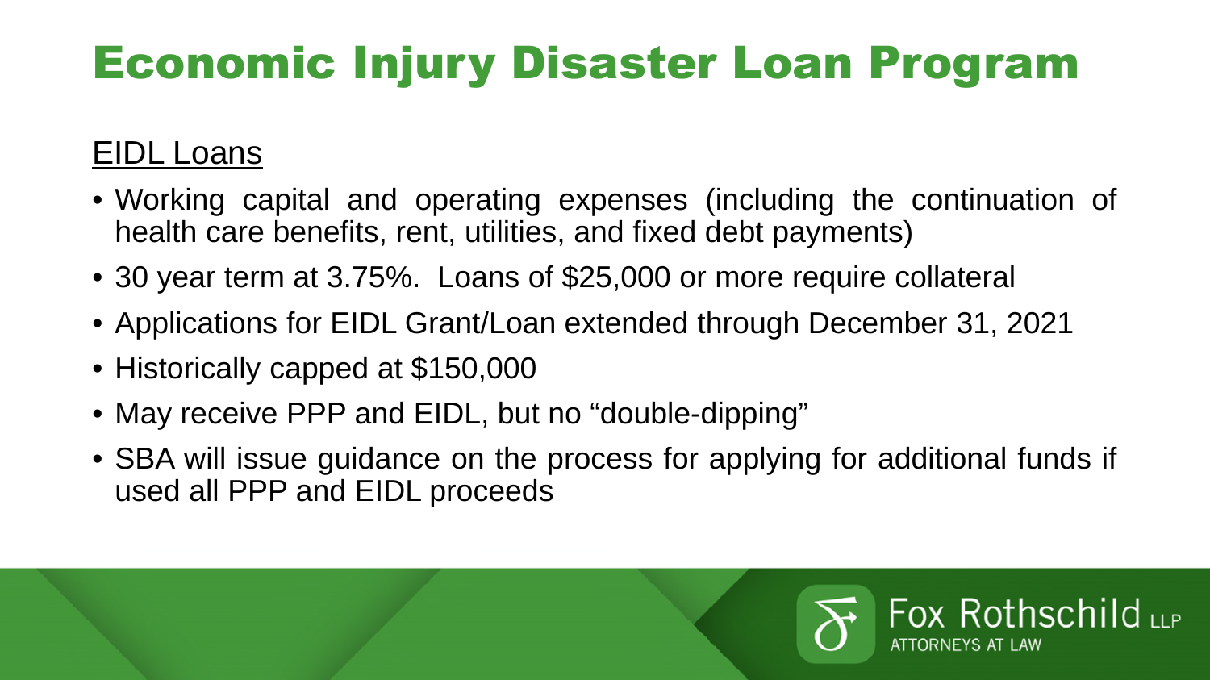# Economic Injury Disaster Loan Program

## EIDL Loans

- Working capital and operating expenses (including the continuation of health care benefits, rent, utilities, and fixed debt payments)
- 30 year term at 3.75%. Loans of $25,000 or more require collateral
- Applications for EIDL Grant/Loan extended through December 31, 2021
- Historically capped at $150,000
- May receive PPP and EIDL, but no "double-dipping"
- SBA will issue guidance on the process for applying for additional funds if used all PPP and EIDL proceeds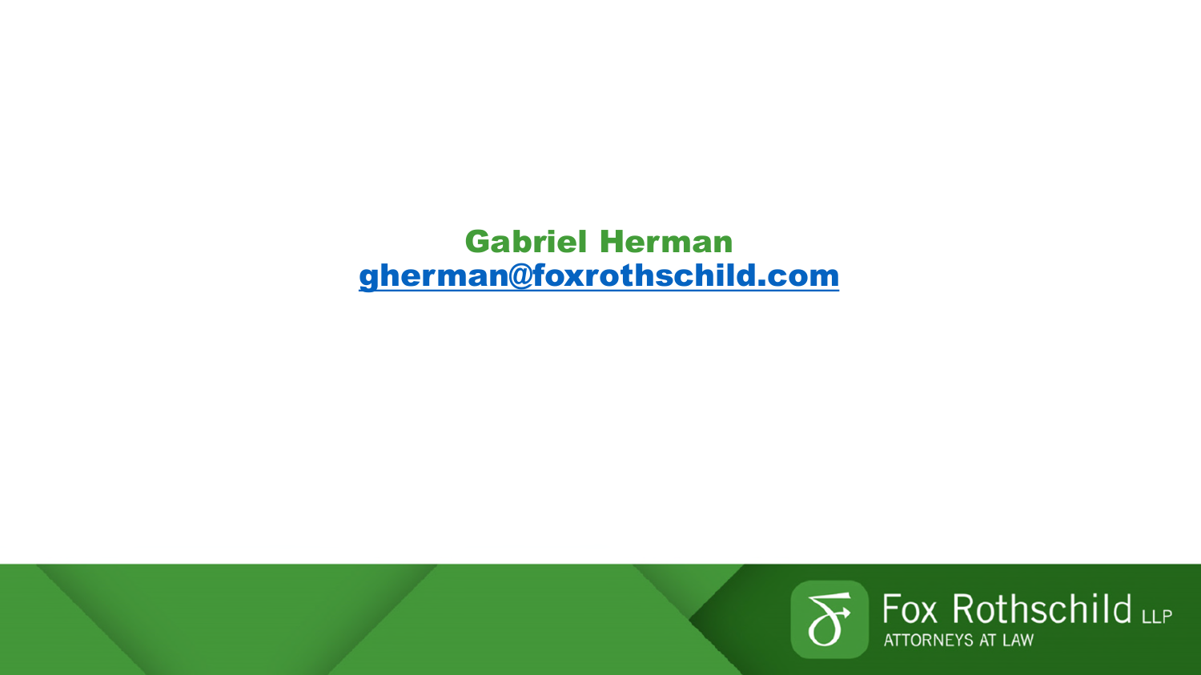**Gabriel Herman**
[gherman@foxrothschild.com](mailto:gherman@foxrothschild.com)

Fox Rothschild LLP
ATTORNEYS AT LAW